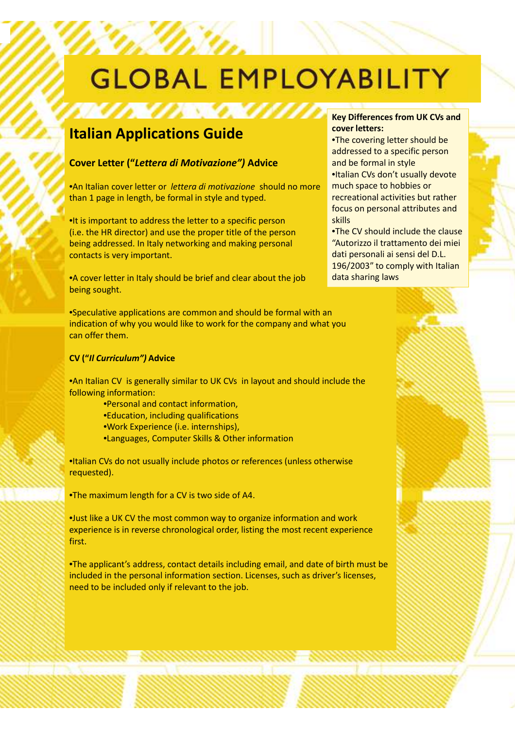# GLOBAL EMPLOYABILITY

## Italian Applications Guide

### Cover Letter (*"Lettera di Motivazione"*) Advice

- An Italian cover letter or *lettera di motivazione* should no more than 1 page in length, be formal in style and typed.

- It is important to address the letter to a specific person (i.e. the HR director) and use the proper title of the person being addressed. In Italy networking and making personal contacts is very important.

- A cover letter in Italy should be brief and clear about the job being sought.

- Speculative applications are common and should be formal with an indication of why you would like to work for the company and what you can offer them.

### CV (*"Il Curriculum"*) Advice

- An Italian CV is generally similar to UK CVs in layout and should include the following information:
  - Personal and contact information,
  - Education, including qualifications
  - Work Experience (i.e. internships),
  - Languages, Computer Skills & Other information

- Italian CVs do not usually include photos or references (unless otherwise requested).

- The maximum length for a CV is two side of A4.

- Just like a UK CV the most common way to organize information and work experience is in reverse chronological order, listing the most recent experience first.

- The applicant's address, contact details including email, and date of birth must be included in the personal information section. Licenses, such as driver's licenses, need to be included only if relevant to the job.

**Key Differences from UK CVs and cover letters:**

- The covering letter should be addressed to a specific person and be formal in style
- Italian CVs don't usually devote much space to hobbies or recreational activities but rather focus on personal attributes and skills
- The CV should include the clause "Autorizzo il trattamento dei miei dati personali ai sensi del D.L. 196/2003" to comply with Italian data sharing laws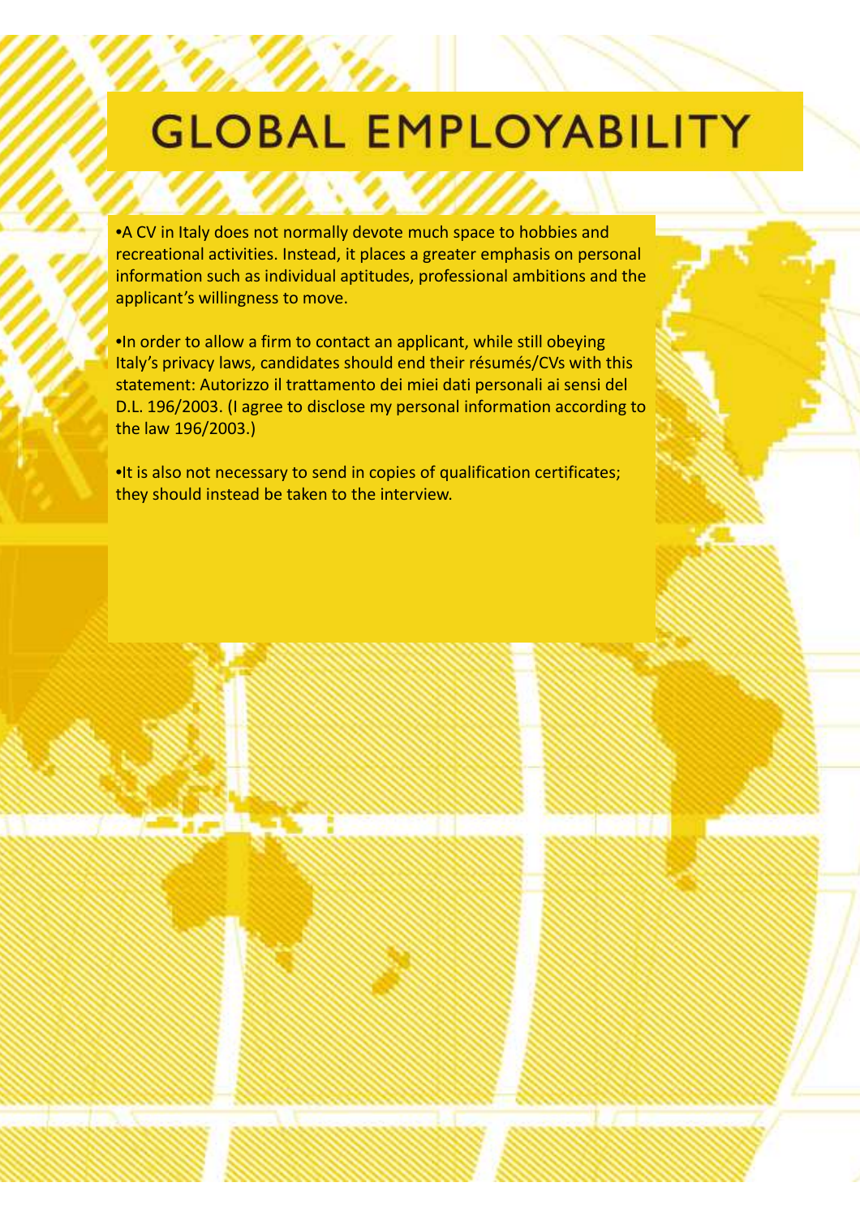# GLOBAL EMPLOYABILITY

- A CV in Italy does not normally devote much space to hobbies and recreational activities. Instead, it places a greater emphasis on personal information such as individual aptitudes, professional ambitions and the applicant's willingness to move.

- In order to allow a firm to contact an applicant, while still obeying Italy's privacy laws, candidates should end their résumés/CVs with this statement: Autorizzo il trattamento dei miei dati personali ai sensi del D.L. 196/2003. (I agree to disclose my personal information according to the law 196/2003.)

- It is also not necessary to send in copies of qualification certificates; they should instead be taken to the interview.